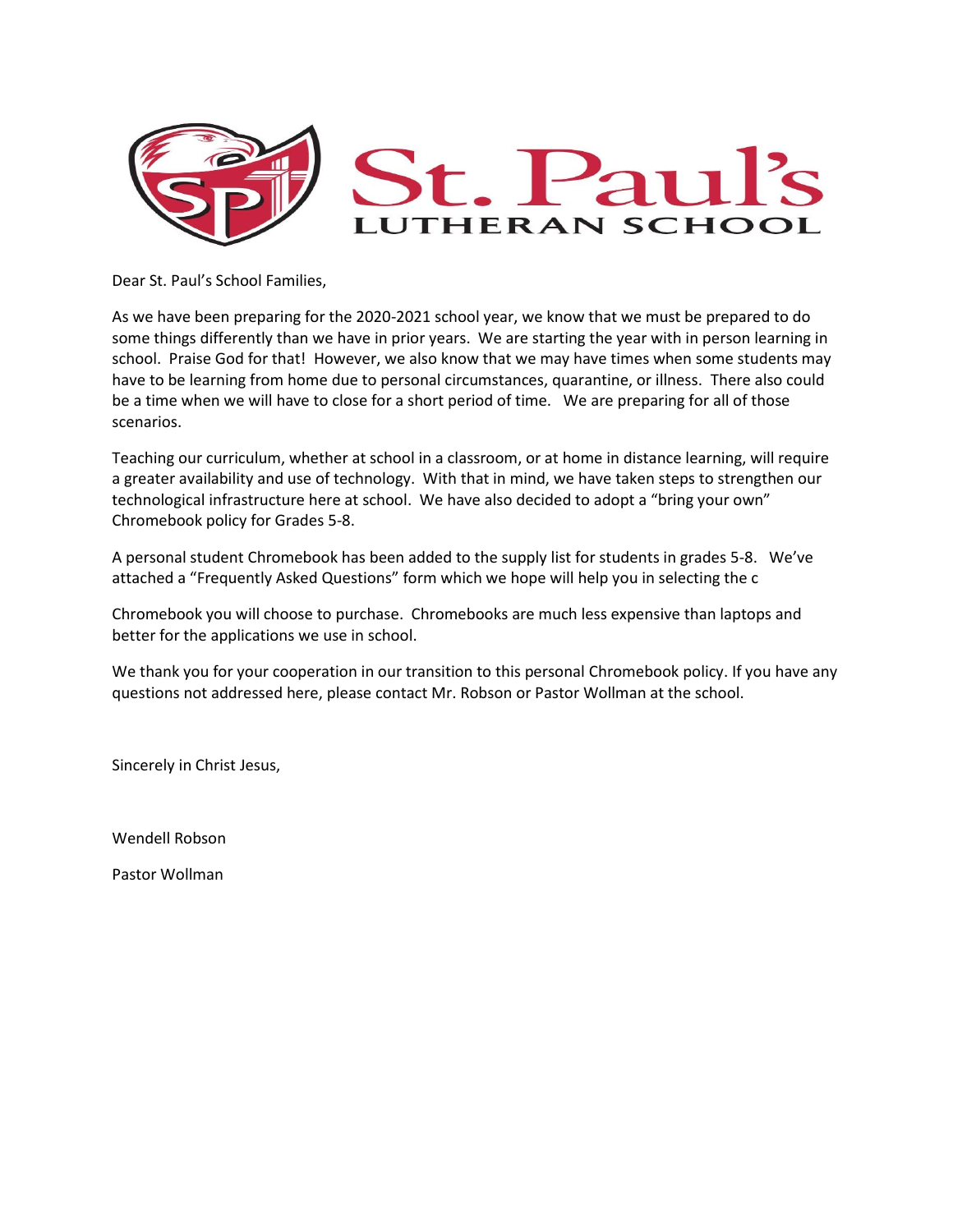# St. Paul's
## LUTHERAN SCHOOL

Dear St. Paul's School Families,

As we have been preparing for the 2020-2021 school year, we know that we must be prepared to do some things differently than we have in prior years. We are starting the year with in person learning in school. Praise God for that! However, we also know that we may have times when some students may have to be learning from home due to personal circumstances, quarantine, or illness. There also could be a time when we will have to close for a short period of time. We are preparing for all of those scenarios.

Teaching our curriculum, whether at school in a classroom, or at home in distance learning, will require a greater availability and use of technology. With that in mind, we have taken steps to strengthen our technological infrastructure here at school. We have also decided to adopt a "bring your own" Chromebook policy for Grades 5-8.

A personal student Chromebook has been added to the supply list for students in grades 5-8. We've attached a "Frequently Asked Questions" form which we hope will help you in selecting the c

Chromebook you will choose to purchase. Chromebooks are much less expensive than laptops and better for the applications we use in school.

We thank you for your cooperation in our transition to this personal Chromebook policy. If you have any questions not addressed here, please contact Mr. Robson or Pastor Wollman at the school.

Sincerely in Christ Jesus,

Wendell Robson

Pastor Wollman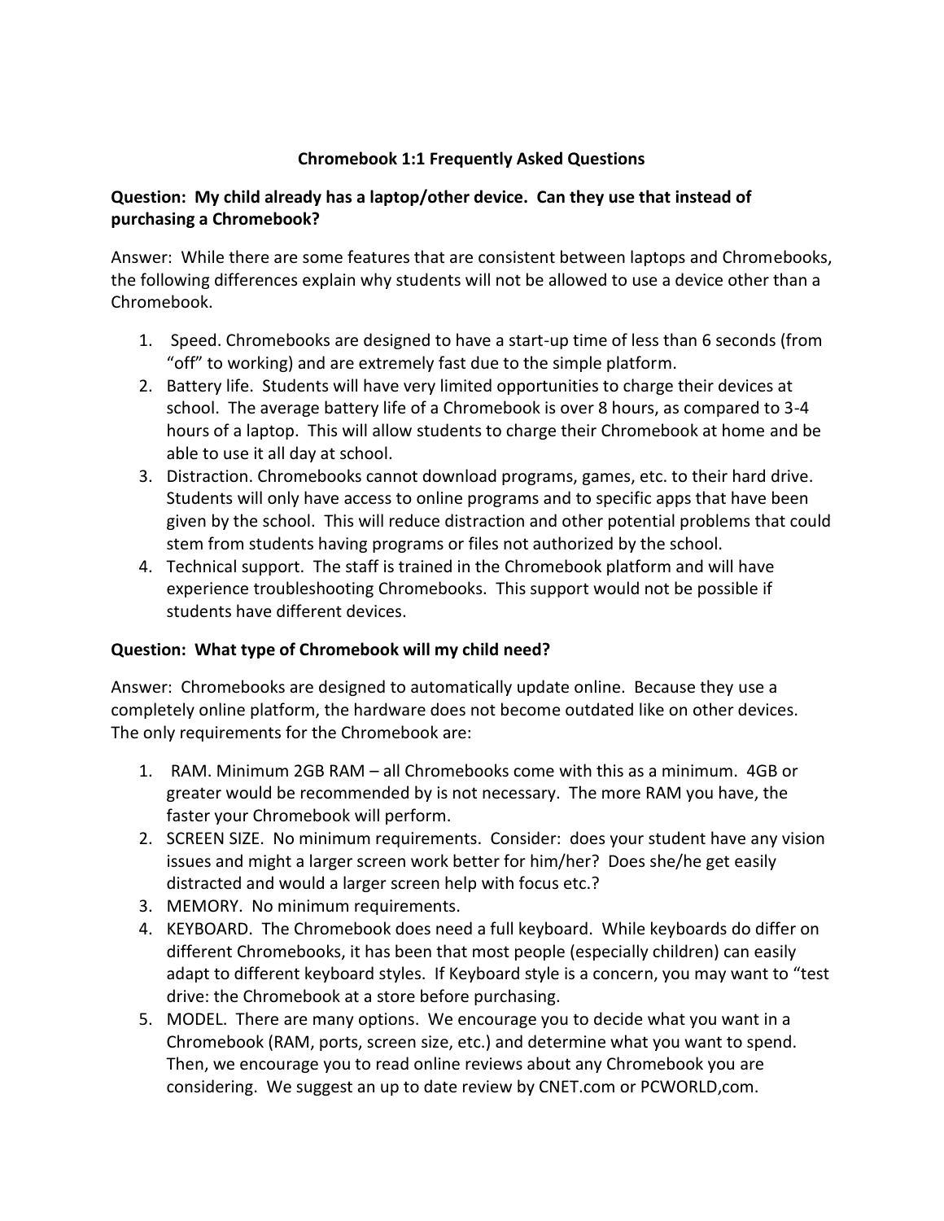## Chromebook 1:1 Frequently Asked Questions

**Question: My child already has a laptop/other device. Can they use that instead of purchasing a Chromebook?**

Answer: While there are some features that are consistent between laptops and Chromebooks, the following differences explain why students will not be allowed to use a device other than a Chromebook.

1. Speed. Chromebooks are designed to have a start-up time of less than 6 seconds (from "off" to working) and are extremely fast due to the simple platform.
2. Battery life. Students will have very limited opportunities to charge their devices at school. The average battery life of a Chromebook is over 8 hours, as compared to 3-4 hours of a laptop. This will allow students to charge their Chromebook at home and be able to use it all day at school.
3. Distraction. Chromebooks cannot download programs, games, etc. to their hard drive. Students will only have access to online programs and to specific apps that have been given by the school. This will reduce distraction and other potential problems that could stem from students having programs or files not authorized by the school.
4. Technical support. The staff is trained in the Chromebook platform and will have experience troubleshooting Chromebooks. This support would not be possible if students have different devices.

**Question: What type of Chromebook will my child need?**

Answer: Chromebooks are designed to automatically update online. Because they use a completely online platform, the hardware does not become outdated like on other devices. The only requirements for the Chromebook are:

1. RAM. Minimum 2GB RAM – all Chromebooks come with this as a minimum. 4GB or greater would be recommended by is not necessary. The more RAM you have, the faster your Chromebook will perform.
2. SCREEN SIZE. No minimum requirements. Consider: does your student have any vision issues and might a larger screen work better for him/her? Does she/he get easily distracted and would a larger screen help with focus etc.?
3. MEMORY. No minimum requirements.
4. KEYBOARD. The Chromebook does need a full keyboard. While keyboards do differ on different Chromebooks, it has been that most people (especially children) can easily adapt to different keyboard styles. If Keyboard style is a concern, you may want to "test drive: the Chromebook at a store before purchasing.
5. MODEL. There are many options. We encourage you to decide what you want in a Chromebook (RAM, ports, screen size, etc.) and determine what you want to spend. Then, we encourage you to read online reviews about any Chromebook you are considering. We suggest an up to date review by CNET.com or PCWORLD,com.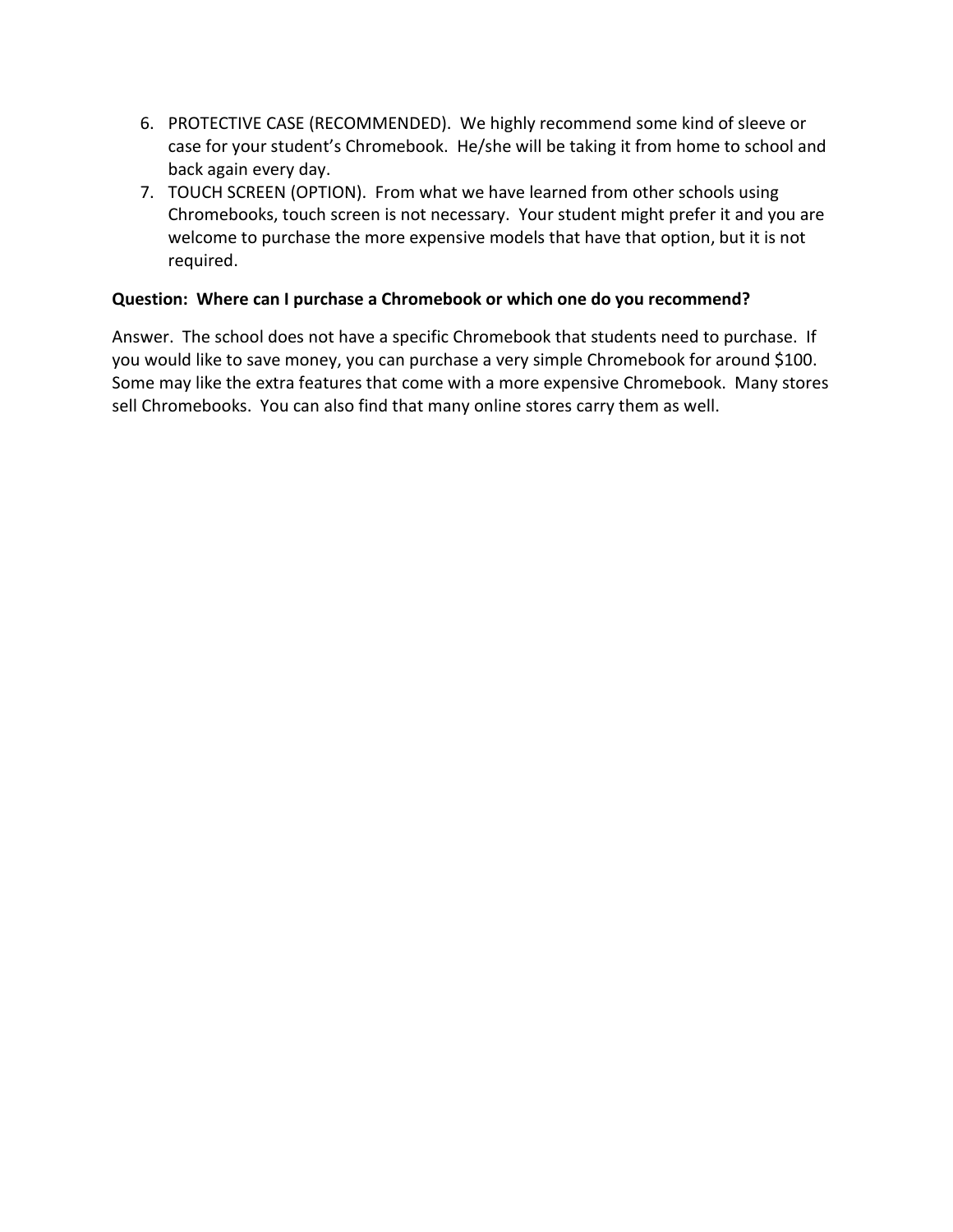6. PROTECTIVE CASE (RECOMMENDED). We highly recommend some kind of sleeve or case for your student's Chromebook. He/she will be taking it from home to school and back again every day.
7. TOUCH SCREEN (OPTION). From what we have learned from other schools using Chromebooks, touch screen is not necessary. Your student might prefer it and you are welcome to purchase the more expensive models that have that option, but it is not required.

**Question: Where can I purchase a Chromebook or which one do you recommend?**

Answer. The school does not have a specific Chromebook that students need to purchase. If you would like to save money, you can purchase a very simple Chromebook for around $100. Some may like the extra features that come with a more expensive Chromebook. Many stores sell Chromebooks. You can also find that many online stores carry them as well.